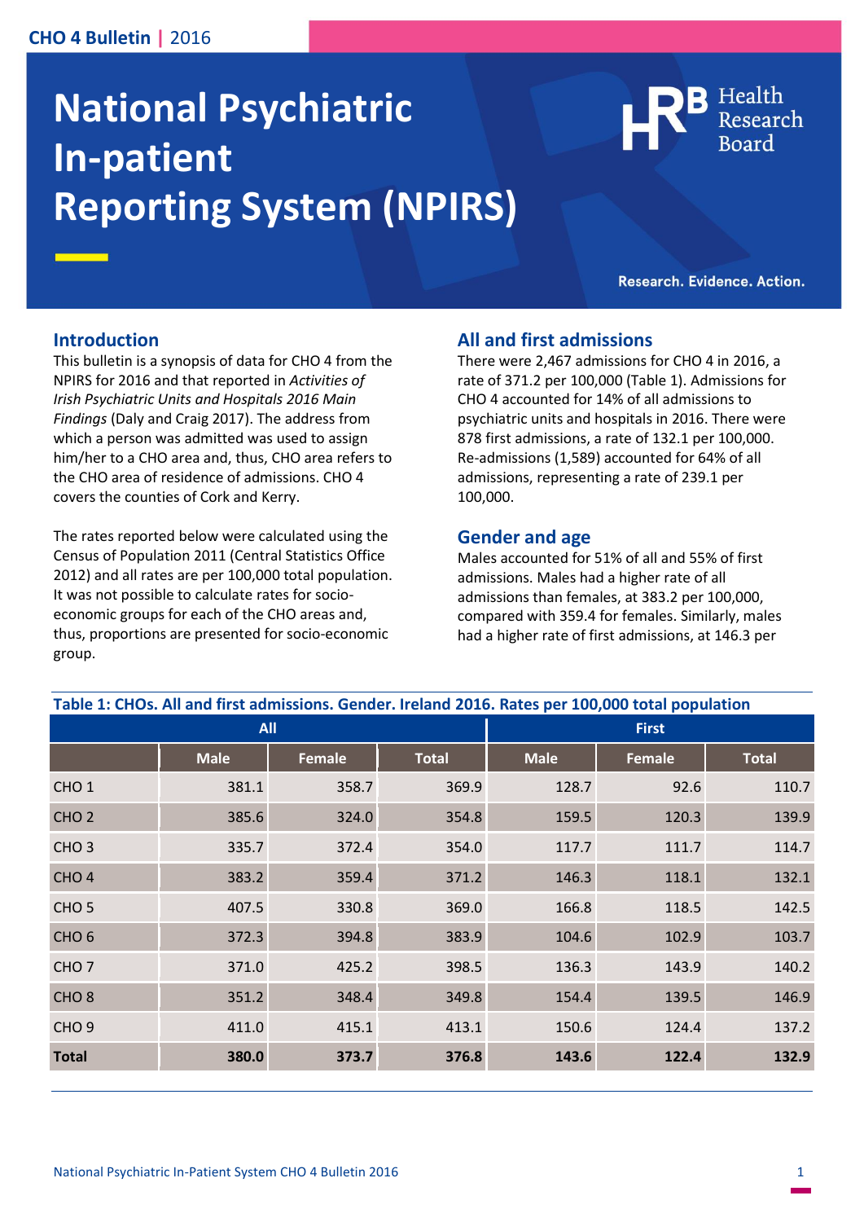# National Psychiatric In-patient Reporting System (NPIRS)

Health Research Board

Research. Evidence. Action.

## Introduction

This bulletin is a synopsis of data for CHO 4 from the NPIRS for 2016 and that reported in *Activities of Irish Psychiatric Units and Hospitals 2016 Main Findings* (Daly and Craig 2017). The address from which a person was admitted was used to assign him/her to a CHO area and, thus, CHO area refers to the CHO area of residence of admissions. CHO 4 covers the counties of Cork and Kerry.

The rates reported below were calculated using the Census of Population 2011 (Central Statistics Office 2012) and all rates are per 100,000 total population. It was not possible to calculate rates for socio-economic groups for each of the CHO areas and, thus, proportions are presented for socio-economic group.

## All and first admissions

There were 2,467 admissions for CHO 4 in 2016, a rate of 371.2 per 100,000 (Table 1). Admissions for CHO 4 accounted for 14% of all admissions to psychiatric units and hospitals in 2016. There were 878 first admissions, a rate of 132.1 per 100,000. Re-admissions (1,589) accounted for 64% of all admissions, representing a rate of 239.1 per 100,000.

## Gender and age

Males accounted for 51% of all and 55% of first admissions. Males had a higher rate of all admissions than females, at 383.2 per 100,000, compared with 359.4 for females. Similarly, males had a higher rate of first admissions, at 146.3 per

**Table 1: CHOs. All and first admissions. Gender. Ireland 2016. Rates per 100,000 total population**

| | All | | | First | | |
|---|---|---|---|---|---|---|
| | Male | Female | Total | Male | Female | Total |
| CHO 1 | 381.1 | 358.7 | 369.9 | 128.7 | 92.6 | 110.7 |
| CHO 2 | 385.6 | 324.0 | 354.8 | 159.5 | 120.3 | 139.9 |
| CHO 3 | 335.7 | 372.4 | 354.0 | 117.7 | 111.7 | 114.7 |
| CHO 4 | 383.2 | 359.4 | 371.2 | 146.3 | 118.1 | 132.1 |
| CHO 5 | 407.5 | 330.8 | 369.0 | 166.8 | 118.5 | 142.5 |
| CHO 6 | 372.3 | 394.8 | 383.9 | 104.6 | 102.9 | 103.7 |
| CHO 7 | 371.0 | 425.2 | 398.5 | 136.3 | 143.9 | 140.2 |
| CHO 8 | 351.2 | 348.4 | 349.8 | 154.4 | 139.5 | 146.9 |
| CHO 9 | 411.0 | 415.1 | 413.1 | 150.6 | 124.4 | 137.2 |
| **Total** | **380.0** | **373.7** | **376.8** | **143.6** | **122.4** | **132.9** |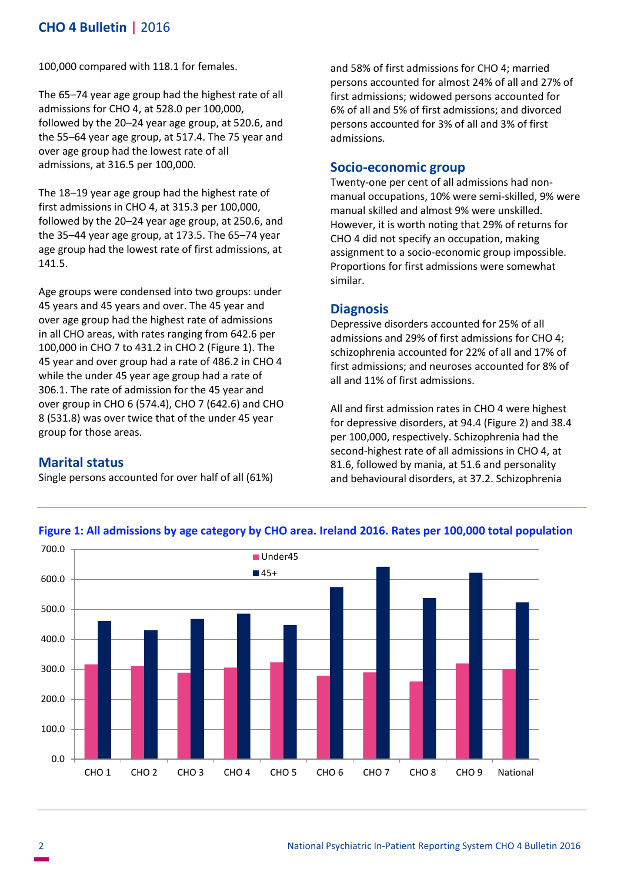100,000 compared with 118.1 for females.

The 65–74 year age group had the highest rate of all admissions for CHO 4, at 528.0 per 100,000, followed by the 20–24 year age group, at 520.6, and the 55–64 year age group, at 517.4. The 75 year and over age group had the lowest rate of all admissions, at 316.5 per 100,000.

The 18–19 year age group had the highest rate of first admissions in CHO 4, at 315.3 per 100,000, followed by the 20–24 year age group, at 250.6, and the 35–44 year age group, at 173.5. The 65–74 year age group had the lowest rate of first admissions, at 141.5.

Age groups were condensed into two groups: under 45 years and 45 years and over. The 45 year and over age group had the highest rate of admissions in all CHO areas, with rates ranging from 642.6 per 100,000 in CHO 7 to 431.2 in CHO 2 (Figure 1). The 45 year and over group had a rate of 486.2 in CHO 4 while the under 45 year age group had a rate of 306.1. The rate of admission for the 45 year and over group in CHO 6 (574.4), CHO 7 (642.6) and CHO 8 (531.8) was over twice that of the under 45 year group for those areas.

## Marital status

Single persons accounted for over half of all (61%) and 58% of first admissions for CHO 4; married persons accounted for almost 24% of all and 27% of first admissions; widowed persons accounted for 6% of all and 5% of first admissions; and divorced persons accounted for 3% of all and 3% of first admissions.

## Socio-economic group

Twenty-one per cent of all admissions had non-manual occupations, 10% were semi-skilled, 9% were manual skilled and almost 9% were unskilled. However, it is worth noting that 29% of returns for CHO 4 did not specify an occupation, making assignment to a socio-economic group impossible. Proportions for first admissions were somewhat similar.

## Diagnosis

Depressive disorders accounted for 25% of all admissions and 29% of first admissions for CHO 4; schizophrenia accounted for 22% of all and 17% of first admissions; and neuroses accounted for 8% of all and 11% of first admissions.

All and first admission rates in CHO 4 were highest for depressive disorders, at 94.4 (Figure 2) and 38.4 per 100,000, respectively. Schizophrenia had the second-highest rate of all admissions in CHO 4, at 81.6, followed by mania, at 51.6 and personality and behavioural disorders, at 37.2. Schizophrenia

**Figure 1: All admissions by age category by CHO area. Ireland 2016. Rates per 100,000 total population**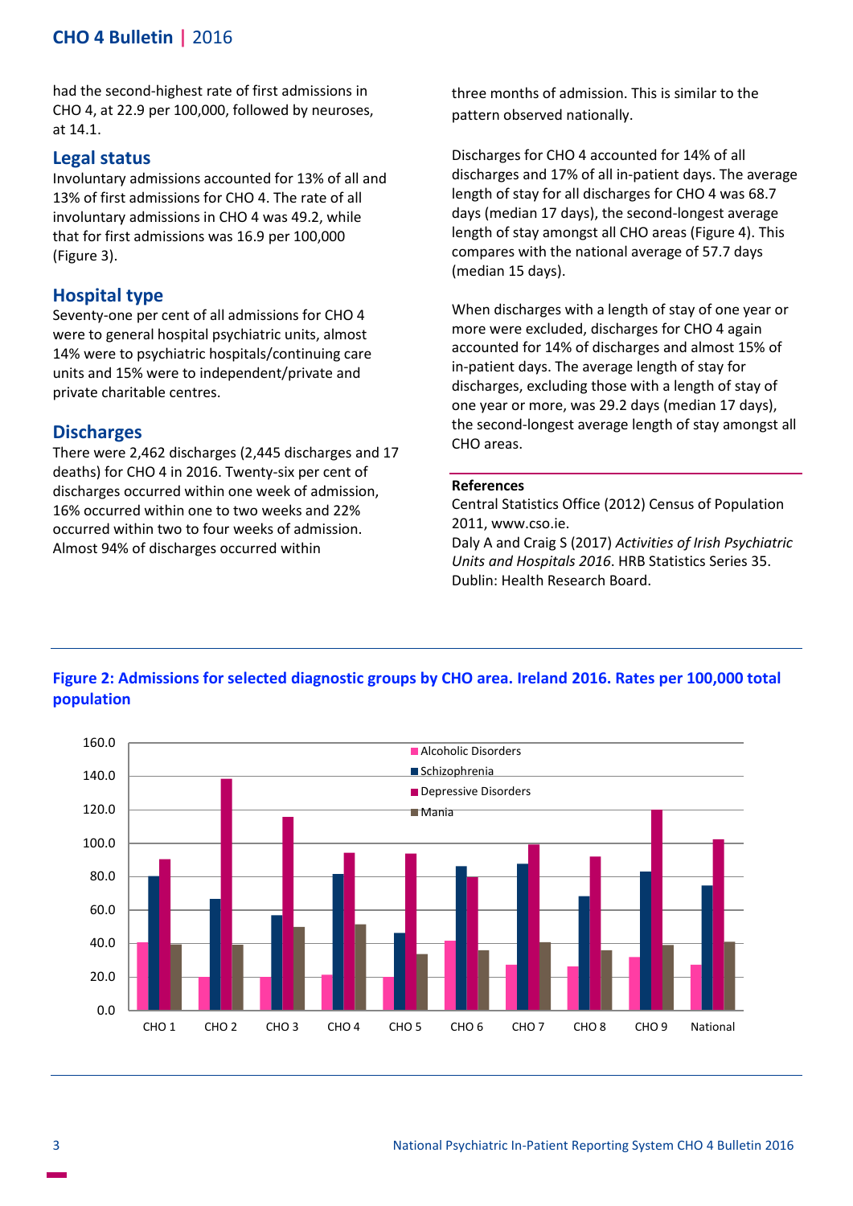had the second-highest rate of first admissions in CHO 4, at 22.9 per 100,000, followed by neuroses, at 14.1.

## Legal status

Involuntary admissions accounted for 13% of all and 13% of first admissions for CHO 4. The rate of all involuntary admissions in CHO 4 was 49.2, while that for first admissions was 16.9 per 100,000 (Figure 3).

## Hospital type

Seventy-one per cent of all admissions for CHO 4 were to general hospital psychiatric units, almost 14% were to psychiatric hospitals/continuing care units and 15% were to independent/private and private charitable centres.

## Discharges

There were 2,462 discharges (2,445 discharges and 17 deaths) for CHO 4 in 2016. Twenty-six per cent of discharges occurred within one week of admission, 16% occurred within one to two weeks and 22% occurred within two to four weeks of admission. Almost 94% of discharges occurred within three months of admission. This is similar to the pattern observed nationally.

Discharges for CHO 4 accounted for 14% of all discharges and 17% of all in-patient days. The average length of stay for all discharges for CHO 4 was 68.7 days (median 17 days), the second-longest average length of stay amongst all CHO areas (Figure 4). This compares with the national average of 57.7 days (median 15 days).

When discharges with a length of stay of one year or more were excluded, discharges for CHO 4 again accounted for 14% of discharges and almost 15% of in-patient days. The average length of stay for discharges, excluding those with a length of stay of one year or more, was 29.2 days (median 17 days), the second-longest average length of stay amongst all CHO areas.

**References**

Central Statistics Office (2012) Census of Population 2011, www.cso.ie.

Daly A and Craig S (2017) *Activities of Irish Psychiatric Units and Hospitals 2016*. HRB Statistics Series 35. Dublin: Health Research Board.

**Figure 2: Admissions for selected diagnostic groups by CHO area. Ireland 2016. Rates per 100,000 total population**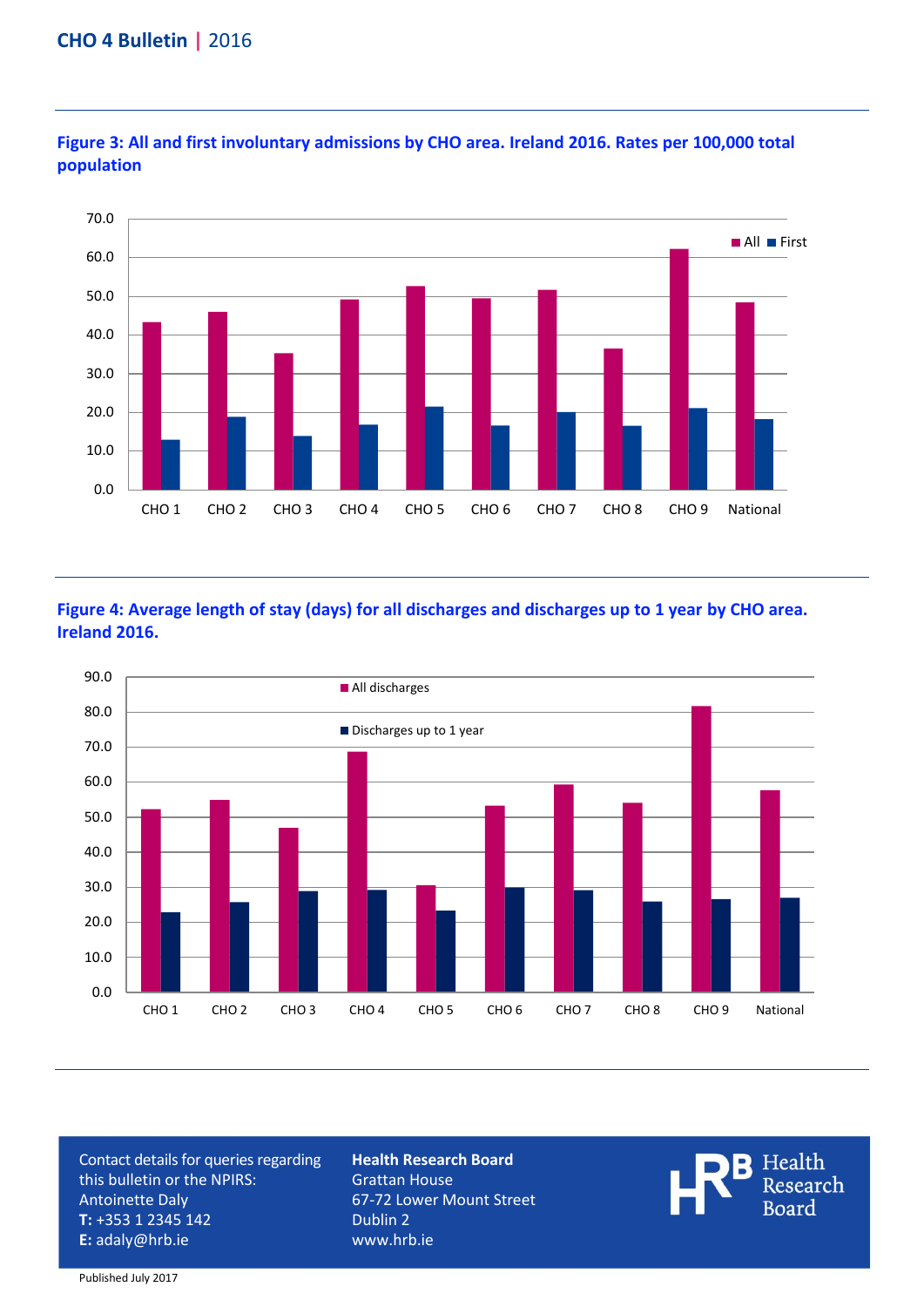**Figure 3: All and first involuntary admissions by CHO area. Ireland 2016. Rates per 100,000 total population**

70.0
60.0
50.0
40.0
30.0
20.0
10.0
0.0

All First

CHO 1 CHO 2 CHO 3 CHO 4 CHO 5 CHO 6 CHO 7 CHO 8 CHO 9 National

**Figure 4: Average length of stay (days) for all discharges and discharges up to 1 year by CHO area. Ireland 2016.**

90.0
80.0
70.0
60.0
50.0
40.0
30.0
20.0
10.0
0.0

All discharges

Discharges up to 1 year

CHO 1 CHO 2 CHO 3 CHO 4 CHO 5 CHO 6 CHO 7 CHO 8 CHO 9 National

Contact details for queries regarding this bulletin or the NPIRS:
Antoinette Daly
**T:** +353 1 2345 142
**E:** adaly@hrb.ie

**Health Research Board**
Grattan House
67-72 Lower Mount Street
Dublin 2
www.hrb.ie

HRB Health Research Board

Published July 2017